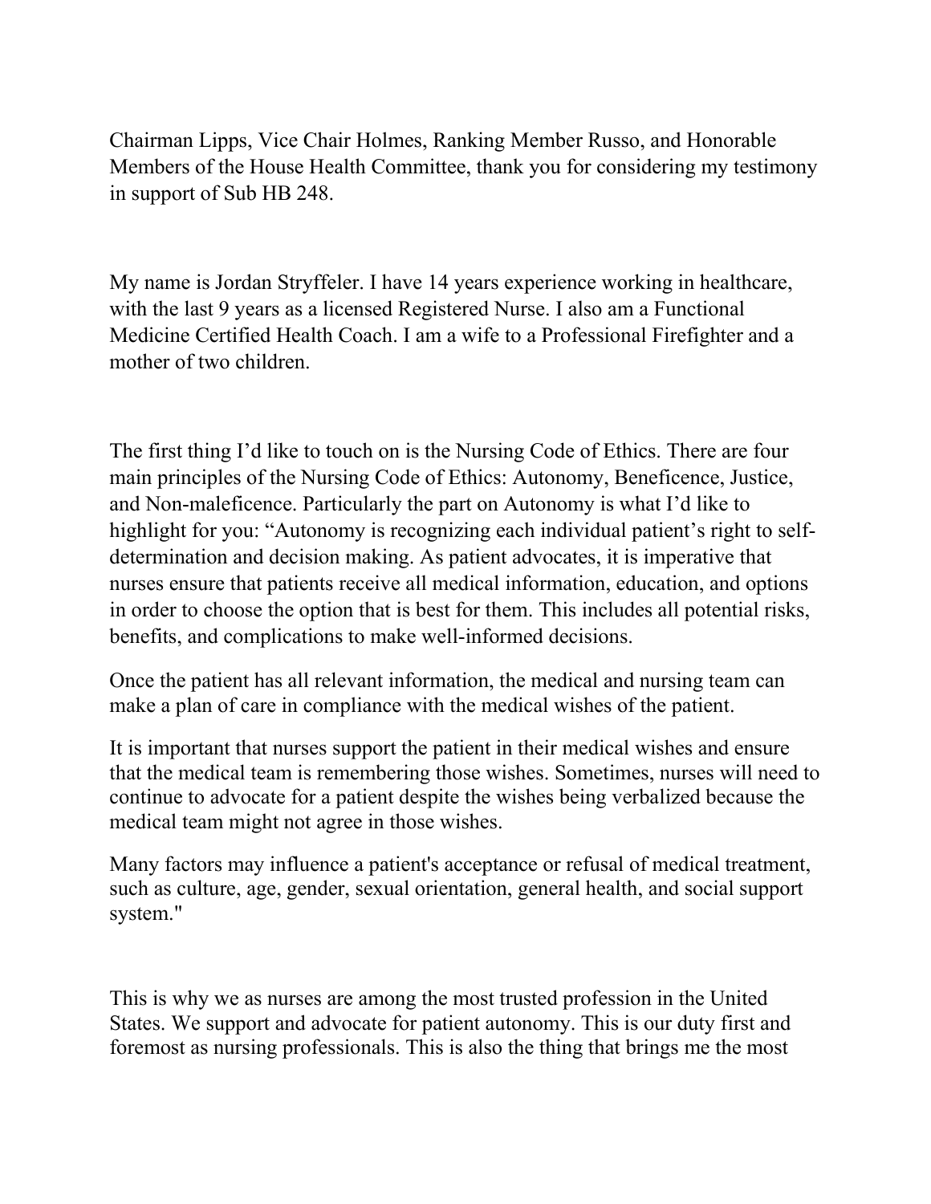Chairman Lipps, Vice Chair Holmes, Ranking Member Russo, and Honorable Members of the House Health Committee, thank you for considering my testimony in support of Sub HB 248.

My name is Jordan Stryffeler. I have 14 years experience working in healthcare, with the last 9 years as a licensed Registered Nurse. I also am a Functional Medicine Certified Health Coach. I am a wife to a Professional Firefighter and a mother of two children.

The first thing I'd like to touch on is the Nursing Code of Ethics. There are four main principles of the Nursing Code of Ethics: Autonomy, Beneficence, Justice, and Non-maleficence. Particularly the part on Autonomy is what I'd like to highlight for you: "Autonomy is recognizing each individual patient's right to self-determination and decision making. As patient advocates, it is imperative that nurses ensure that patients receive all medical information, education, and options in order to choose the option that is best for them. This includes all potential risks, benefits, and complications to make well-informed decisions.

Once the patient has all relevant information, the medical and nursing team can make a plan of care in compliance with the medical wishes of the patient.

It is important that nurses support the patient in their medical wishes and ensure that the medical team is remembering those wishes. Sometimes, nurses will need to continue to advocate for a patient despite the wishes being verbalized because the medical team might not agree in those wishes.

Many factors may influence a patient's acceptance or refusal of medical treatment, such as culture, age, gender, sexual orientation, general health, and social support system."

This is why we as nurses are among the most trusted profession in the United States. We support and advocate for patient autonomy. This is our duty first and foremost as nursing professionals. This is also the thing that brings me the most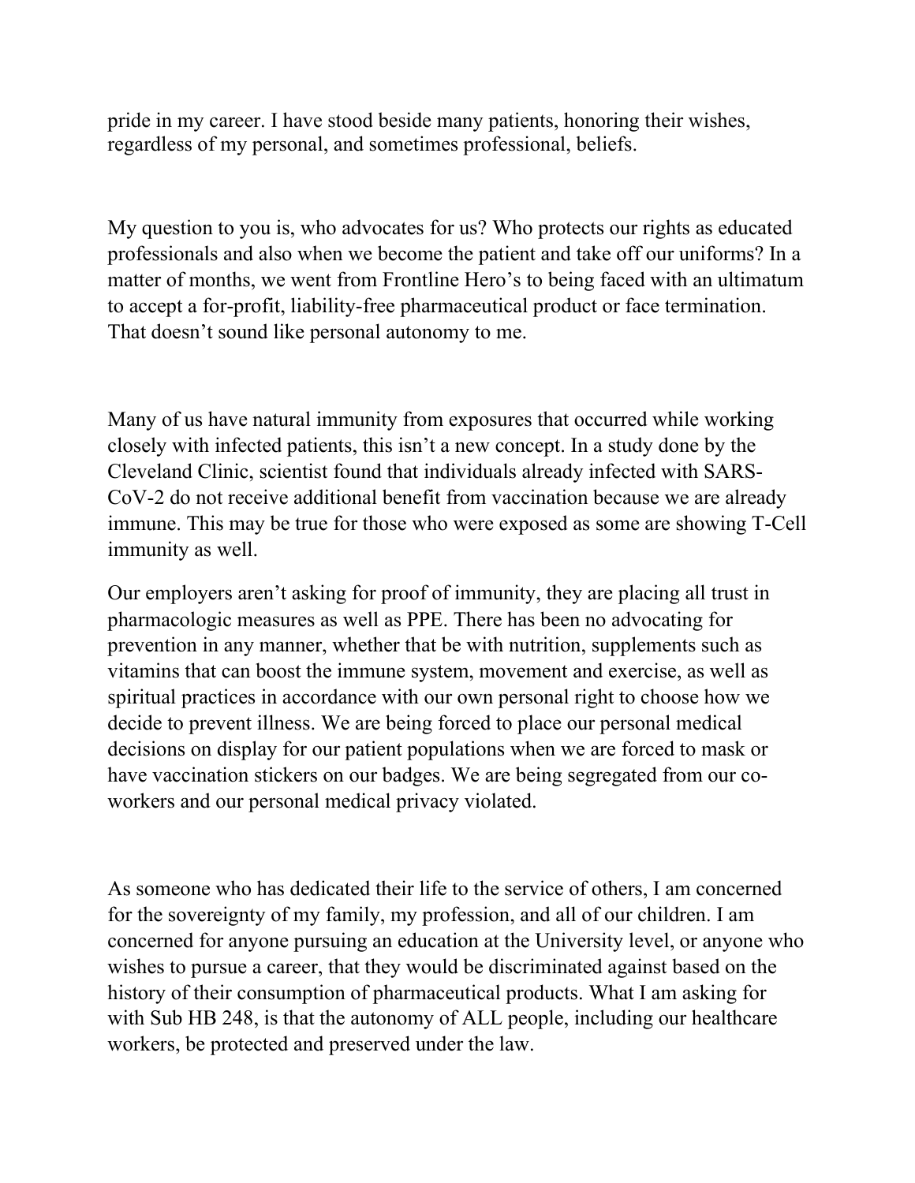pride in my career. I have stood beside many patients, honoring their wishes, regardless of my personal, and sometimes professional, beliefs.

My question to you is, who advocates for us? Who protects our rights as educated professionals and also when we become the patient and take off our uniforms? In a matter of months, we went from Frontline Hero's to being faced with an ultimatum to accept a for-profit, liability-free pharmaceutical product or face termination. That doesn't sound like personal autonomy to me.

Many of us have natural immunity from exposures that occurred while working closely with infected patients, this isn't a new concept. In a study done by the Cleveland Clinic, scientist found that individuals already infected with SARS-CoV-2 do not receive additional benefit from vaccination because we are already immune. This may be true for those who were exposed as some are showing T-Cell immunity as well.

Our employers aren't asking for proof of immunity, they are placing all trust in pharmacologic measures as well as PPE. There has been no advocating for prevention in any manner, whether that be with nutrition, supplements such as vitamins that can boost the immune system, movement and exercise, as well as spiritual practices in accordance with our own personal right to choose how we decide to prevent illness. We are being forced to place our personal medical decisions on display for our patient populations when we are forced to mask or have vaccination stickers on our badges. We are being segregated from our co-workers and our personal medical privacy violated.

As someone who has dedicated their life to the service of others, I am concerned for the sovereignty of my family, my profession, and all of our children. I am concerned for anyone pursuing an education at the University level, or anyone who wishes to pursue a career, that they would be discriminated against based on the history of their consumption of pharmaceutical products. What I am asking for with Sub HB 248, is that the autonomy of ALL people, including our healthcare workers, be protected and preserved under the law.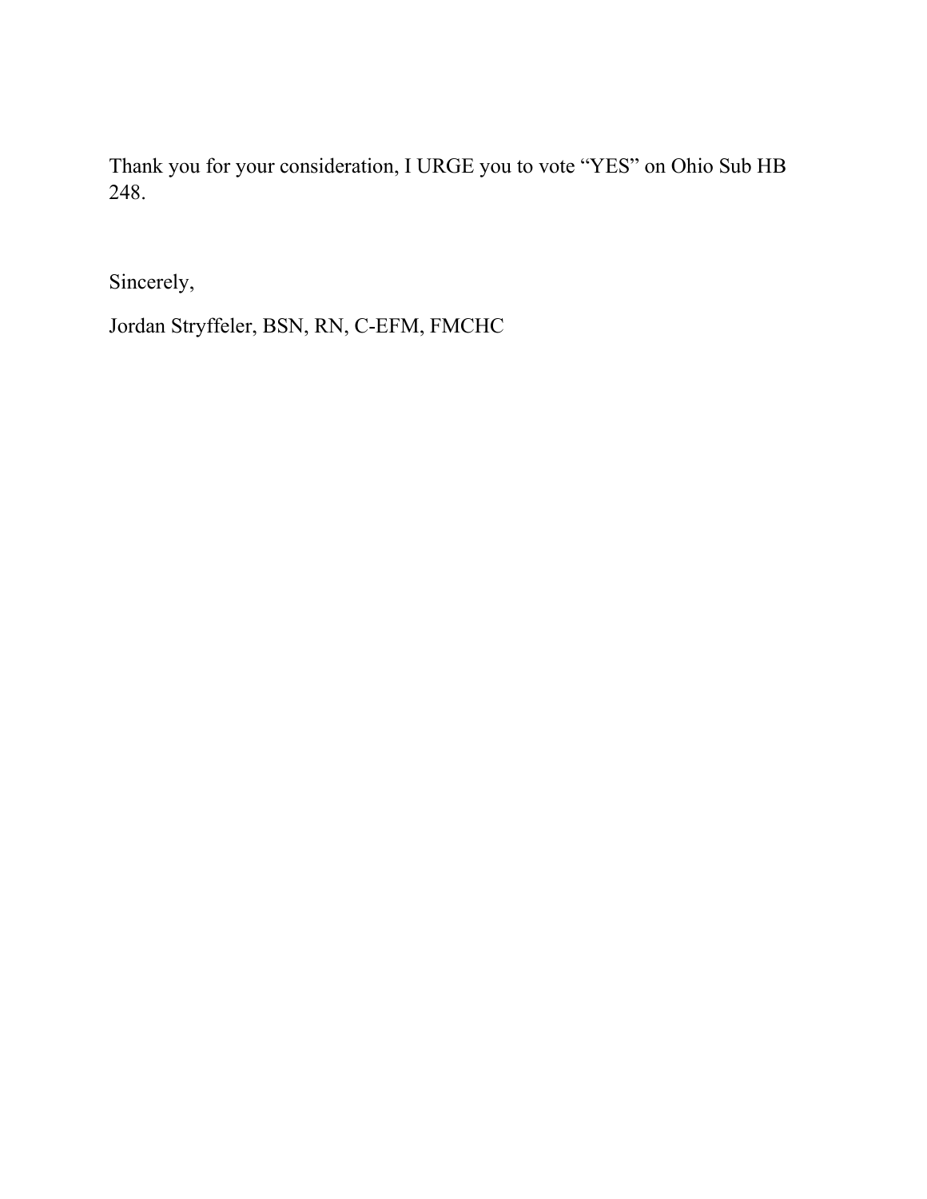Thank you for your consideration, I URGE you to vote "YES" on Ohio Sub HB 248.

Sincerely,

Jordan Stryffeler, BSN, RN, C-EFM, FMCHC